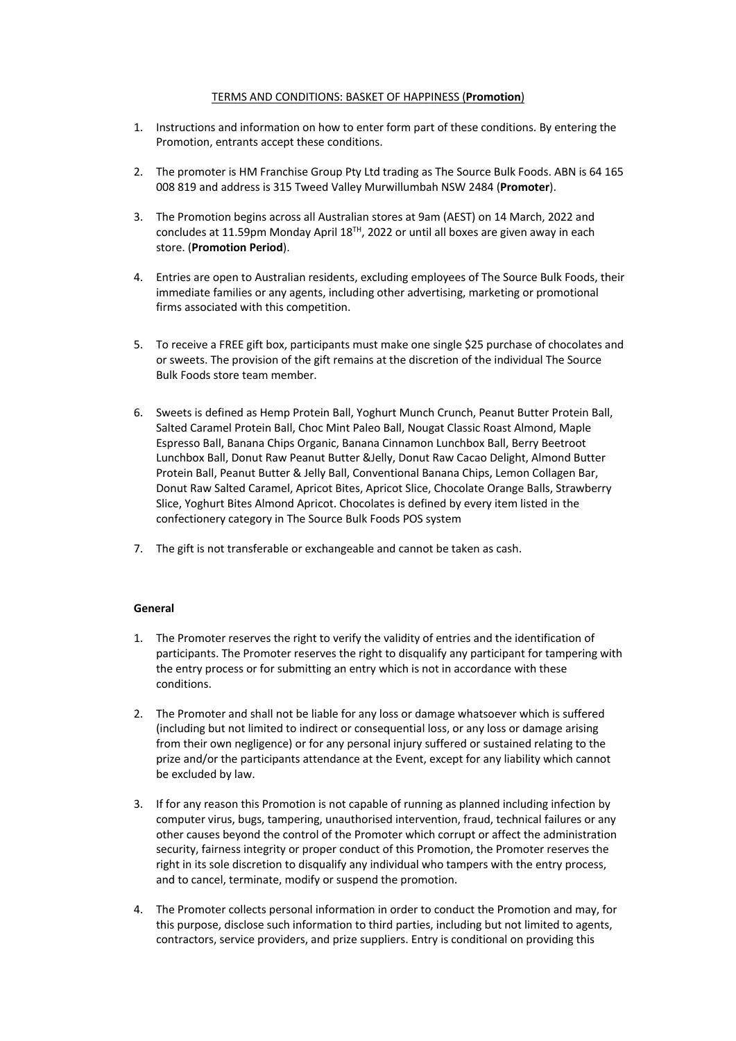TERMS AND CONDITIONS: BASKET OF HAPPINESS (**Promotion**)

1. Instructions and information on how to enter form part of these conditions. By entering the Promotion, entrants accept these conditions.

2. The promoter is HM Franchise Group Pty Ltd trading as The Source Bulk Foods. ABN is 64 165 008 819 and address is 315 Tweed Valley Murwillumbah NSW 2484 (**Promoter**).

3. The Promotion begins across all Australian stores at 9am (AEST) on 14 March, 2022 and concludes at 11.59pm Monday April 18TH, 2022 or until all boxes are given away in each store. (**Promotion Period**).

4. Entries are open to Australian residents, excluding employees of The Source Bulk Foods, their immediate families or any agents, including other advertising, marketing or promotional firms associated with this competition.

5. To receive a FREE gift box, participants must make one single $25 purchase of chocolates and or sweets. The provision of the gift remains at the discretion of the individual The Source Bulk Foods store team member.

6. Sweets is defined as Hemp Protein Ball, Yoghurt Munch Crunch, Peanut Butter Protein Ball, Salted Caramel Protein Ball, Choc Mint Paleo Ball, Nougat Classic Roast Almond, Maple Espresso Ball, Banana Chips Organic, Banana Cinnamon Lunchbox Ball, Berry Beetroot Lunchbox Ball, Donut Raw Peanut Butter &Jelly, Donut Raw Cacao Delight, Almond Butter Protein Ball, Peanut Butter & Jelly Ball, Conventional Banana Chips, Lemon Collagen Bar, Donut Raw Salted Caramel, Apricot Bites, Apricot Slice, Chocolate Orange Balls, Strawberry Slice, Yoghurt Bites Almond Apricot. Chocolates is defined by every item listed in the confectionery category in The Source Bulk Foods POS system

7. The gift is not transferable or exchangeable and cannot be taken as cash.

**General**

1. The Promoter reserves the right to verify the validity of entries and the identification of participants. The Promoter reserves the right to disqualify any participant for tampering with the entry process or for submitting an entry which is not in accordance with these conditions.

2. The Promoter and shall not be liable for any loss or damage whatsoever which is suffered (including but not limited to indirect or consequential loss, or any loss or damage arising from their own negligence) or for any personal injury suffered or sustained relating to the prize and/or the participants attendance at the Event, except for any liability which cannot be excluded by law.

3. If for any reason this Promotion is not capable of running as planned including infection by computer virus, bugs, tampering, unauthorised intervention, fraud, technical failures or any other causes beyond the control of the Promoter which corrupt or affect the administration security, fairness integrity or proper conduct of this Promotion, the Promoter reserves the right in its sole discretion to disqualify any individual who tampers with the entry process, and to cancel, terminate, modify or suspend the promotion.

4. The Promoter collects personal information in order to conduct the Promotion and may, for this purpose, disclose such information to third parties, including but not limited to agents, contractors, service providers, and prize suppliers. Entry is conditional on providing this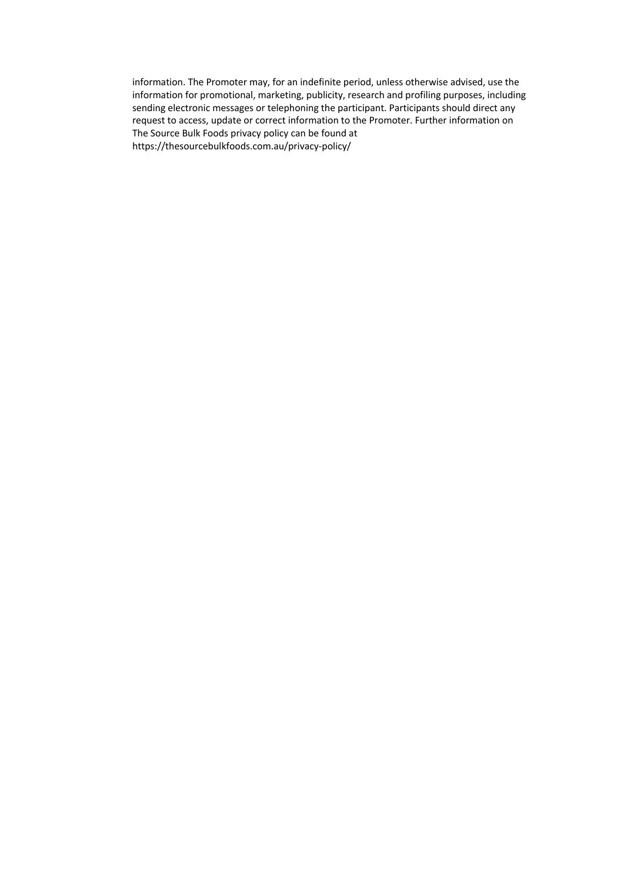information. The Promoter may, for an indefinite period, unless otherwise advised, use the information for promotional, marketing, publicity, research and profiling purposes, including sending electronic messages or telephoning the participant. Participants should direct any request to access, update or correct information to the Promoter. Further information on The Source Bulk Foods privacy policy can be found at https://thesourcebulkfoods.com.au/privacy-policy/